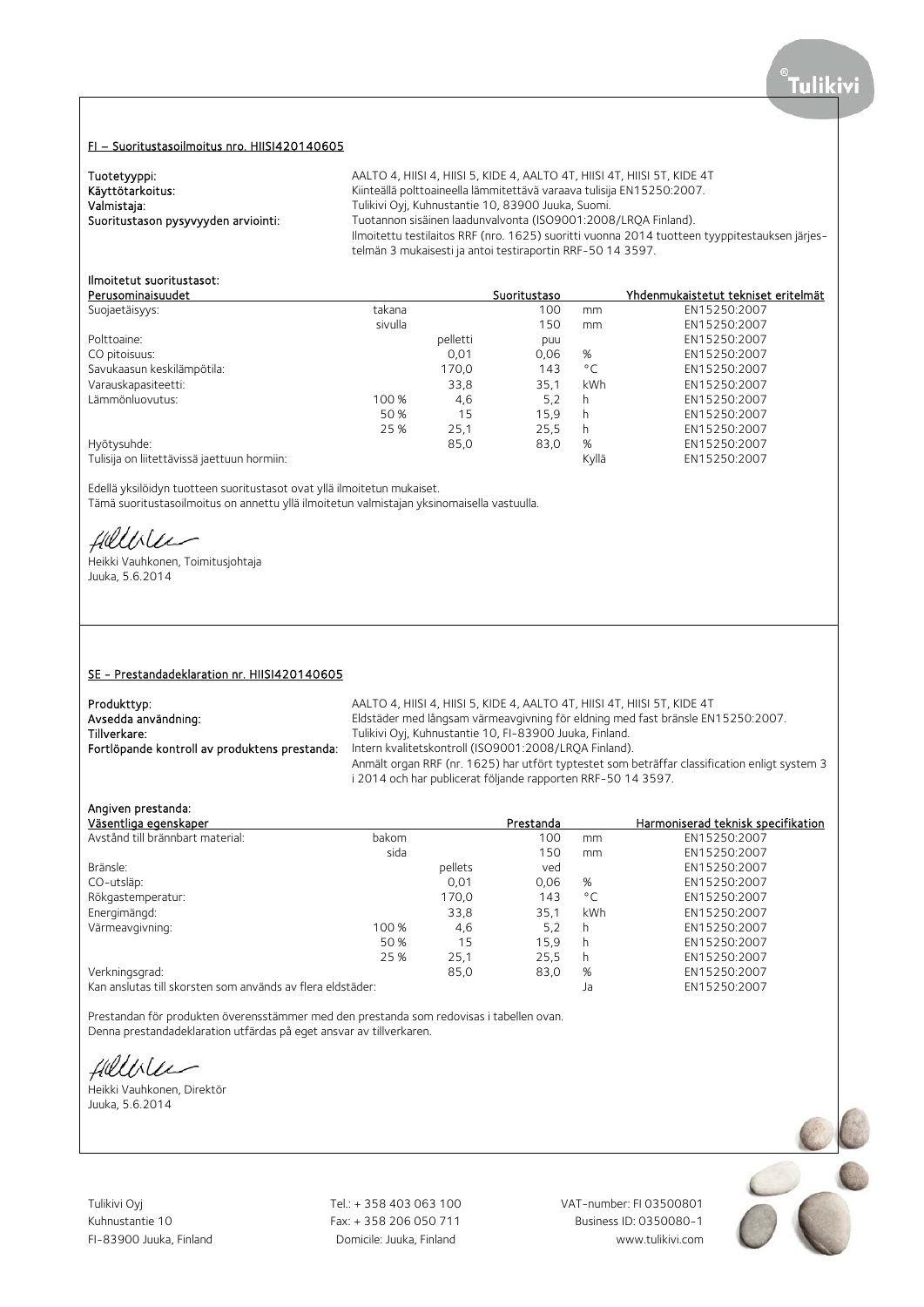## FI – Suoritustasoilmoitus nro. HIISI420140605

**Tuotetyyppi:** AALTO 4, HIISI 4, HIISI 5, KIDE 4, AALTO 4T, HIISI 4T, HIISI 5T, KIDE 4T
**Käyttötarkoitus:** Kiinteällä polttoaineella lämmitettävä varaava tulisija EN15250:2007.
**Valmistaja:** Tulikivi Oyj, Kuhnustantie 10, 83900 Juuka, Suomi.
**Suoritustason pysyvyyden arviointi:** Tuotannon sisäinen laadunvalvonta (ISO9001:2008/LRQA Finland).
Ilmoitettu testilaitos RRF (nro. 1625) suoritti vuonna 2014 tuotteen tyyppitestauksen järjestelmän 3 mukaisesti ja antoi testiraportin RRF-50 14 3597.

**Ilmoitetut suoritustasot:**

| Perusominaisuudet | | | Suoritustaso | | Yhdenmukaistetut tekniset eritelmät |
|---|---|---|---|---|---|
| Suojaetäisyys: | takana | | 100 | mm | EN15250:2007 |
| | sivulla | | 150 | mm | EN15250:2007 |
| Polttoaine: | | pelletti | puu | | EN15250:2007 |
| CO pitoisuus: | | 0,01 | 0,06 | % | EN15250:2007 |
| Savukaasun keskilämpötila: | | 170,0 | 143 | °C | EN15250:2007 |
| Varauskapasiteetti: | | 33,8 | 35,1 | kWh | EN15250:2007 |
| Lämmönluovutus: | 100 % | 4,6 | 5,2 | h | EN15250:2007 |
| | 50 % | 15 | 15,9 | h | EN15250:2007 |
| | 25 % | 25,1 | 25,5 | h | EN15250:2007 |
| Hyötysuhde: | | 85,0 | 83,0 | % | EN15250:2007 |
| Tulisija on liitettävissä jaettuun hormiin: | | | | Kyllä | EN15250:2007 |

Edellä yksilöidyn tuotteen suoritustasot ovat yllä ilmoitetun mukaiset.
Tämä suoritustasoilmoitus on annettu yllä ilmoitetun valmistajan yksinomaisella vastuulla.

Heikki Vauhkonen, Toimitusjohtaja
Juuka, 5.6.2014

## SE - Prestandadeklaration nr. HIISI420140605

**Produkttyp:** AALTO 4, HIISI 4, HIISI 5, KIDE 4, AALTO 4T, HIISI 4T, HIISI 5T, KIDE 4T
**Avsedda användning:** Eldstäder med långsam värmeavgivning för eldning med fast bränsle EN15250:2007.
**Tillverkare:** Tulikivi Oyj, Kuhnustantie 10, FI-83900 Juuka, Finland.
**Fortlöpande kontroll av produktens prestanda:** Intern kvalitetskontroll (ISO9001:2008/LRQA Finland).
Anmält organ RRF (nr. 1625) har utfört typtestet som beträffar classification enligt system 3 i 2014 och har publicerat följande rapporten RRF-50 14 3597.

**Angiven prestanda:**

| Väsentliga egenskaper | | | Prestanda | | Harmoniserad teknisk specifikation |
|---|---|---|---|---|---|
| Avstånd till brännbart material: | bakom | | 100 | mm | EN15250:2007 |
| | sida | | 150 | mm | EN15250:2007 |
| Bränsle: | | pellets | ved | | EN15250:2007 |
| CO-utsläp: | | 0,01 | 0,06 | % | EN15250:2007 |
| Rökgastemperatur: | | 170,0 | 143 | °C | EN15250:2007 |
| Energimängd: | | 33,8 | 35,1 | kWh | EN15250:2007 |
| Värmeavgivning: | 100 % | 4,6 | 5,2 | h | EN15250:2007 |
| | 50 % | 15 | 15,9 | h | EN15250:2007 |
| | 25 % | 25,1 | 25,5 | h | EN15250:2007 |
| Verkningsgrad: | | 85,0 | 83,0 | % | EN15250:2007 |
| Kan anslutas till skorsten som används av flera eldstäder: | | | | Ja | EN15250:2007 |

Prestandan för produkten överensstämmer med den prestanda som redovisas i tabellen ovan.
Denna prestandadeklaration utfärdas på eget ansvar av tillverkaren.

Heikki Vauhkonen, Direktör
Juuka, 5.6.2014

Tulikivi Oyj
Kuhnustantie 10
FI-83900 Juuka, Finland

Tel.: + 358 403 063 100
Fax: + 358 206 050 711
Domicile: Juuka, Finland

VAT-number: FI 03500801
Business ID: 0350080-1
www.tulikivi.com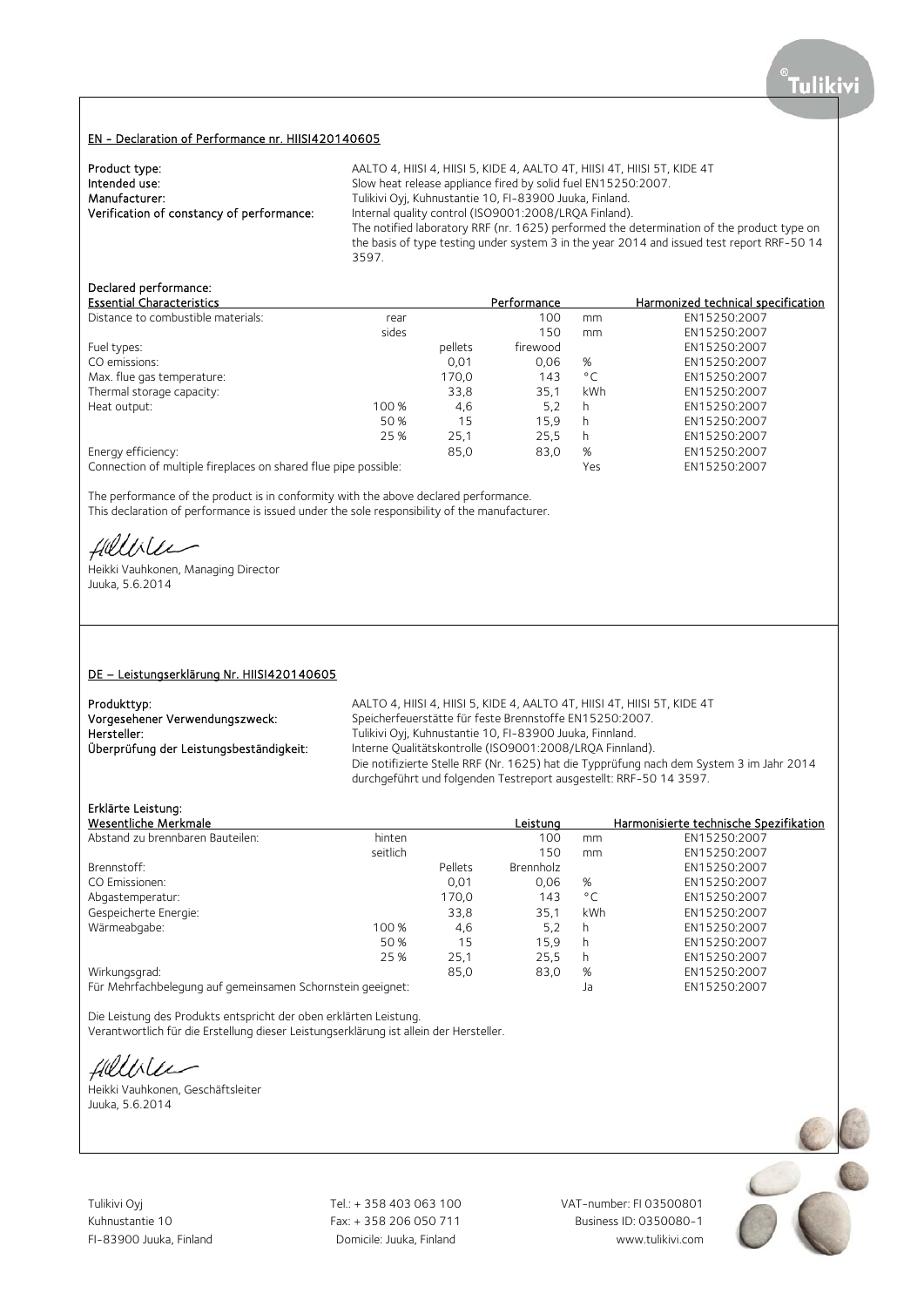## EN - Declaration of Performance nr. HIISI420140605

**Product type:** AALTO 4, HIISI 4, HIISI 5, KIDE 4, AALTO 4T, HIISI 4T, HIISI 5T, KIDE 4T
**Intended use:** Slow heat release appliance fired by solid fuel EN15250:2007.
**Manufacturer:** Tulikivi Oyj, Kuhnustantie 10, FI-83900 Juuka, Finland.
**Verification of constancy of performance:** Internal quality control (ISO9001:2008/LRQA Finland).
The notified laboratory RRF (nr. 1625) performed the determination of the product type on the basis of type testing under system 3 in the year 2014 and issued test report RRF-50 14 3597.

**Declared performance:**

| Essential Characteristics | | | Performance | | Harmonized technical specification |
|---|---|---|---|---|---|
| Distance to combustible materials: | rear | | 100 | mm | EN15250:2007 |
| | sides | | 150 | mm | EN15250:2007 |
| Fuel types: | | pellets | firewood | | EN15250:2007 |
| CO emissions: | | 0,01 | 0,06 | % | EN15250:2007 |
| Max. flue gas temperature: | | 170,0 | 143 | °C | EN15250:2007 |
| Thermal storage capacity: | | 33,8 | 35,1 | kWh | EN15250:2007 |
| Heat output: | 100 % | 4,6 | 5,2 | h | EN15250:2007 |
| | 50 % | 15 | 15,9 | h | EN15250:2007 |
| | 25 % | 25,1 | 25,5 | h | EN15250:2007 |
| Energy efficiency: | | 85,0 | 83,0 | % | EN15250:2007 |
| Connection of multiple fireplaces on shared flue pipe possible: | | | | Yes | EN15250:2007 |

The performance of the product is in conformity with the above declared performance.
This declaration of performance is issued under the sole responsibility of the manufacturer.

Heikki Vauhkonen, Managing Director
Juuka, 5.6.2014

## DE – Leistungserklärung Nr. HIISI420140605

**Produkttyp:** AALTO 4, HIISI 4, HIISI 5, KIDE 4, AALTO 4T, HIISI 4T, HIISI 5T, KIDE 4T
**Vorgesehener Verwendungszweck:** Speicherfeuerstätte für feste Brennstoffe EN15250:2007.
**Hersteller:** Tulikivi Oyj, Kuhnustantie 10, FI-83900 Juuka, Finnland.
**Überprüfung der Leistungsbeständigkeit:** Interne Qualitätskontrolle (ISO9001:2008/LRQA Finnland).
Die notifizierte Stelle RRF (Nr. 1625) hat die Typprüfung nach dem System 3 im Jahr 2014 durchgeführt und folgenden Testreport ausgestellt: RRF-50 14 3597.

**Erklärte Leistung:**

| Wesentliche Merkmale | | | Leistung | | Harmonisierte technische Spezifikation |
|---|---|---|---|---|---|
| Abstand zu brennbaren Bauteilen: | hinten | | 100 | mm | EN15250:2007 |
| | seitlich | | 150 | mm | EN15250:2007 |
| Brennstoff: | | Pellets | Brennholz | | EN15250:2007 |
| CO Emissionen: | | 0,01 | 0,06 | % | EN15250:2007 |
| Abgastemperatur: | | 170,0 | 143 | °C | EN15250:2007 |
| Gespeicherte Energie: | | 33,8 | 35,1 | kWh | EN15250:2007 |
| Wärmeabgabe: | 100 % | 4,6 | 5,2 | h | EN15250:2007 |
| | 50 % | 15 | 15,9 | h | EN15250:2007 |
| | 25 % | 25,1 | 25,5 | h | EN15250:2007 |
| Wirkungsgrad: | | 85,0 | 83,0 | % | EN15250:2007 |
| Für Mehrfachbelegung auf gemeinsamen Schornstein geeignet: | | | | Ja | EN15250:2007 |

Die Leistung des Produkts entspricht der oben erklärten Leistung.
Verantwortlich für die Erstellung dieser Leistungserklärung ist allein der Hersteller.

Heikki Vauhkonen, Geschäftsleiter
Juuka, 5.6.2014

Tulikivi Oyj
Kuhnustantie 10
FI-83900 Juuka, Finland

Tel.: + 358 403 063 100
Fax: + 358 206 050 711
Domicile: Juuka, Finland

VAT-number: FI 03500801
Business ID: 0350080-1
www.tulikivi.com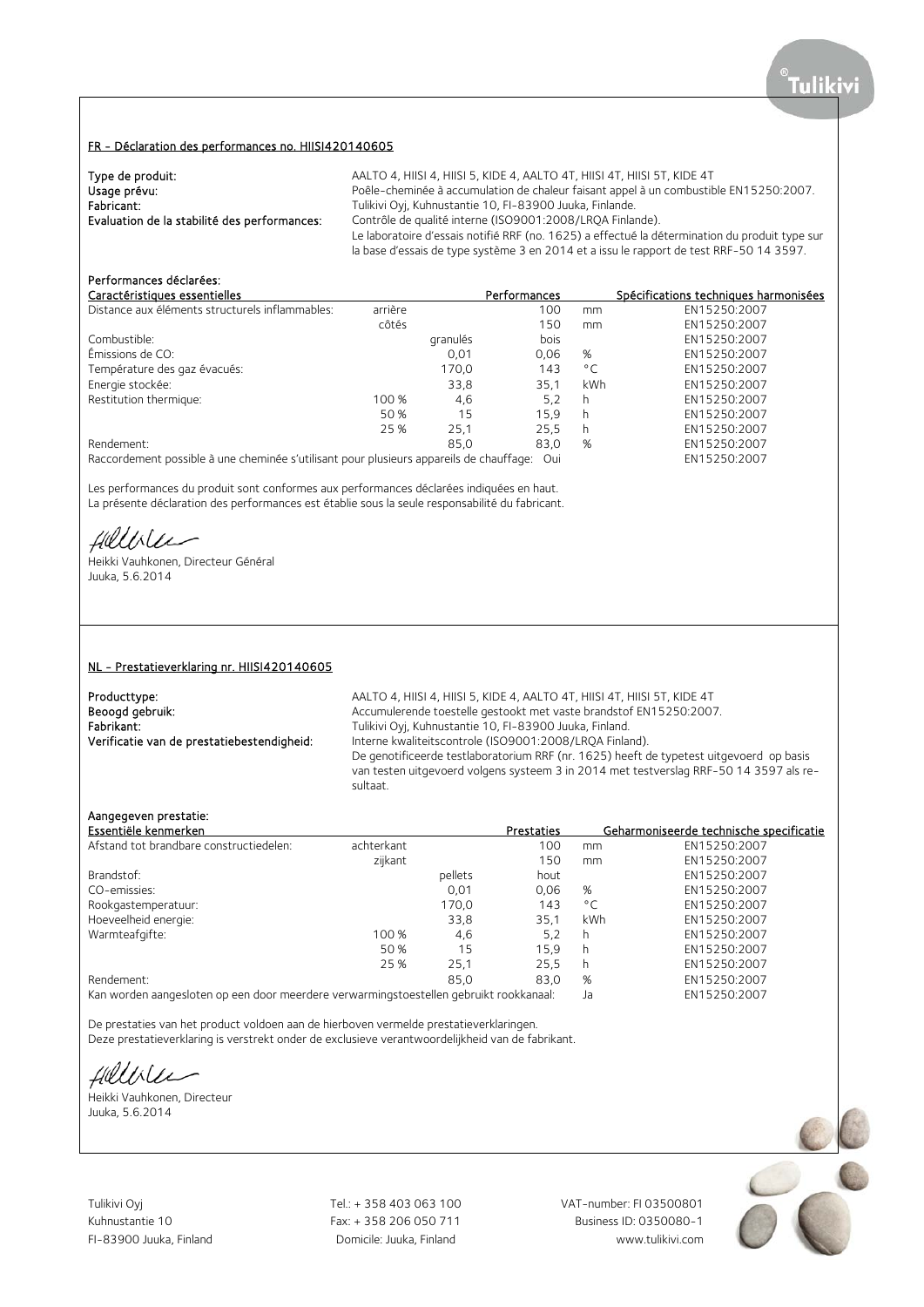## FR - Déclaration des performances no. HIISI420140605

**Type de produit:** AALTO 4, HIISI 4, HIISI 5, KIDE 4, AALTO 4T, HIISI 4T, HIISI 5T, KIDE 4T

**Usage prévu:** Poêle-cheminée à accumulation de chaleur faisant appel à un combustible EN15250:2007.

**Fabricant:** Tulikivi Oyj, Kuhnustantie 10, FI-83900 Juuka, Finlande.

**Evaluation de la stabilité des performances:** Contrôle de qualité interne (ISO9001:2008/LRQA Finlande). Le laboratoire d'essais notifié RRF (no. 1625) a effectué la détermination du produit type sur la base d'essais de type système 3 en 2014 et a issu le rapport de test RRF-50 14 3597.

**Performances déclarées:**

| Caractéristiques essentielles | | | Performances | | Spécifications techniques harmonisées |
|---|---|---|---|---|---|
| Distance aux éléments structurels inflammables: | arrière | | 100 | mm | EN15250:2007 |
| | côtés | | 150 | mm | EN15250:2007 |
| Combustible: | | granulés | bois | | EN15250:2007 |
| Émissions de CO: | | 0,01 | 0,06 | % | EN15250:2007 |
| Température des gaz évacués: | | 170,0 | 143 | °C | EN15250:2007 |
| Energie stockée: | | 33,8 | 35,1 | kWh | EN15250:2007 |
| Restitution thermique: | 100 % | 4,6 | 5,2 | h | EN15250:2007 |
| | 50 % | 15 | 15,9 | h | EN15250:2007 |
| | 25 % | 25,1 | 25,5 | h | EN15250:2007 |
| Rendement: | | 85,0 | 83,0 | % | EN15250:2007 |
| Raccordement possible à une cheminée s'utilisant pour plusieurs appareils de chauffage: | | | Oui | | EN15250:2007 |

Les performances du produit sont conformes aux performances déclarées indiquées en haut.
La présente déclaration des performances est établie sous la seule responsabilité du fabricant.

Heikki Vauhkonen, Directeur Général
Juuka, 5.6.2014

## NL - Prestatieverklaring nr. HIISI420140605

**Producttype:** AALTO 4, HIISI 4, HIISI 5, KIDE 4, AALTO 4T, HIISI 4T, HIISI 5T, KIDE 4T

**Beoogd gebruik:** Accumulerende toestelle gestookt met vaste brandstof EN15250:2007.

**Fabrikant:** Tulikivi Oyj, Kuhnustantie 10, FI-83900 Juuka, Finland.

**Verificatie van de prestatiebestendigheid:** Interne kwaliteitscontrole (ISO9001:2008/LRQA Finland). De genotificeerde testlaboratorium RRF (nr. 1625) heeft de typetest uitgevoerd op basis van testen uitgevoerd volgens systeem 3 in 2014 met testverslag RRF-50 14 3597 als resultaat.

**Aangegeven prestatie:**

| Essentiële kenmerken | | | Prestaties | | Geharmoniseerde technische specificatie |
|---|---|---|---|---|---|
| Afstand tot brandbare constructiedelen: | achterkant | | 100 | mm | EN15250:2007 |
| | zijkant | | 150 | mm | EN15250:2007 |
| Brandstof: | | pellets | hout | | EN15250:2007 |
| CO-emissies: | | 0,01 | 0,06 | % | EN15250:2007 |
| Rookgastemperatuur: | | 170,0 | 143 | °C | EN15250:2007 |
| Hoeveelheid energie: | | 33,8 | 35,1 | kWh | EN15250:2007 |
| Warmteafgifte: | 100 % | 4,6 | 5,2 | h | EN15250:2007 |
| | 50 % | 15 | 15,9 | h | EN15250:2007 |
| | 25 % | 25,1 | 25,5 | h | EN15250:2007 |
| Rendement: | | 85,0 | 83,0 | % | EN15250:2007 |
| Kan worden aangesloten op een door meerdere verwarmingstoestellen gebruikt rookkanaal: | | | | Ja | EN15250:2007 |

De prestaties van het product voldoen aan de hierboven vermelde prestatieverklaringen.
Deze prestatieverklaring is verstrekt onder de exclusieve verantwoordelijkheid van de fabrikant.

Heikki Vauhkonen, Directeur
Juuka, 5.6.2014

Tulikivi Oyj
Kuhnustantie 10
FI-83900 Juuka, Finland

Tel.: + 358 403 063 100
Fax: + 358 206 050 711
Domicile: Juuka, Finland

VAT-number: FI 03500801
Business ID: 0350080-1
www.tulikivi.com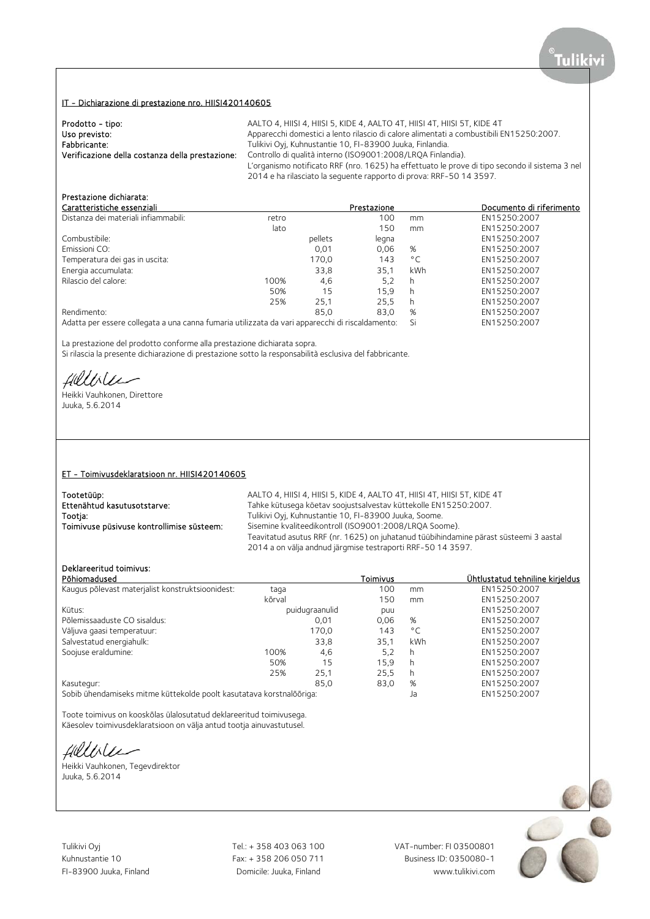## IT - Dichiarazione di prestazione nro. HIISI420140605

**Prodotto - tipo:** AALTO 4, HIISI 4, HIISI 5, KIDE 4, AALTO 4T, HIISI 4T, HIISI 5T, KIDE 4T
**Uso previsto:** Apparecchi domestici a lento rilascio di calore alimentati a combustibili EN15250:2007.
**Fabbricante:** Tulikivi Oyj, Kuhnustantie 10, FI-83900 Juuka, Finlandia.
**Verificazione della costanza della prestazione:** Controllo di qualità interno (ISO9001:2008/LRQA Finlandia).
L'organismo notificato RRF (nro. 1625) ha effettuato le prove di tipo secondo il sistema 3 nel 2014 e ha rilasciato la seguente rapporto di prova: RRF-50 14 3597.

**Prestazione dichiarata:**

| Caratteristiche essenziali | | | Prestazione | | Documento di riferimento |
|---|---|---|---|---|---|
| Distanza dei materiali infiammabili: | retro | | 100 | mm | EN15250:2007 |
| | lato | | 150 | mm | EN15250:2007 |
| Combustibile: | | pellets | legna | | EN15250:2007 |
| Emissioni CO: | | 0,01 | 0,06 | % | EN15250:2007 |
| Temperatura dei gas in uscita: | | 170,0 | 143 | °C | EN15250:2007 |
| Energia accumulata: | | 33,8 | 35,1 | kWh | EN15250:2007 |
| Rilascio del calore: | 100% | 4,6 | 5,2 | h | EN15250:2007 |
| | 50% | 15 | 15,9 | h | EN15250:2007 |
| | 25% | 25,1 | 25,5 | h | EN15250:2007 |
| Rendimento: | | 85,0 | 83,0 | % | EN15250:2007 |
| Adatta per essere collegata a una canna fumaria utilizzata da vari apparecchi di riscaldamento: | | | | Si | EN15250:2007 |

La prestazione del prodotto conforme alla prestazione dichiarata sopra.
Si rilascia la presente dichiarazione di prestazione sotto la responsabilità esclusiva del fabbricante.

Heikki Vauhkonen, Direttore
Juuka, 5.6.2014

## ET - Toimivusdeklaratsioon nr. HIISI420140605

**Tootetüüp:** AALTO 4, HIISI 4, HIISI 5, KIDE 4, AALTO 4T, HIISI 4T, HIISI 5T, KIDE 4T
**Ettenähtud kasutusotstarve:** Tahke kütusega köetav soojustsalvestav küttekolle EN15250:2007.
**Tootja:** Tulikivi Oyj, Kuhnustantie 10, FI-83900 Juuka, Soome.
**Toimivuse püsivuse kontrollimise süsteem:** Sisemine kvaliteedikontroll (ISO9001:2008/LRQA Soome).
Teavitatud asutus RRF (nr. 1625) on juhatanud tüübihindamine pärast süsteemi 3 aastal 2014 a on välja andnud järgmise testraporti RRF-50 14 3597.

**Deklareeritud toimivus:**

| Põhiomadused | | | Toimivus | | Ühtlustatud tehniline kirjeldus |
|---|---|---|---|---|---|
| Kaugus põlevast materjalist konstruktsioonidest: | taga | | 100 | mm | EN15250:2007 |
| | kõrval | | 150 | mm | EN15250:2007 |
| Kütus: | | puidugraanulid | puu | | EN15250:2007 |
| Põlemissaaduste CO sisaldus: | | 0,01 | 0,06 | % | EN15250:2007 |
| Väljuva gaasi temperatuur: | | 170,0 | 143 | °C | EN15250:2007 |
| Salvestatud energiahulk: | | 33,8 | 35,1 | kWh | EN15250:2007 |
| Soojuse eraldumine: | 100% | 4,6 | 5,2 | h | EN15250:2007 |
| | 50% | 15 | 15,9 | h | EN15250:2007 |
| | 25% | 25,1 | 25,5 | h | EN15250:2007 |
| Kasutegur: | | 85,0 | 83,0 | % | EN15250:2007 |
| Sobib ühendamiseks mitme küttekolde poolt kasutatava korstnalõõriga: | | | | Ja | EN15250:2007 |

Toote toimivus on kooskõlas ülalosutatud deklareeritud toimivusega.
Käesolev toimivusdeklaratsioon on välja antud tootja ainuvastutusel.

Heikki Vauhkonen, Tegevdirektor
Juuka, 5.6.2014

Tulikivi Oyj
Kuhnustantie 10
FI-83900 Juuka, Finland

Tel.: + 358 403 063 100
Fax: + 358 206 050 711
Domicile: Juuka, Finland

VAT-number: FI 03500801
Business ID: 0350080-1
www.tulikivi.com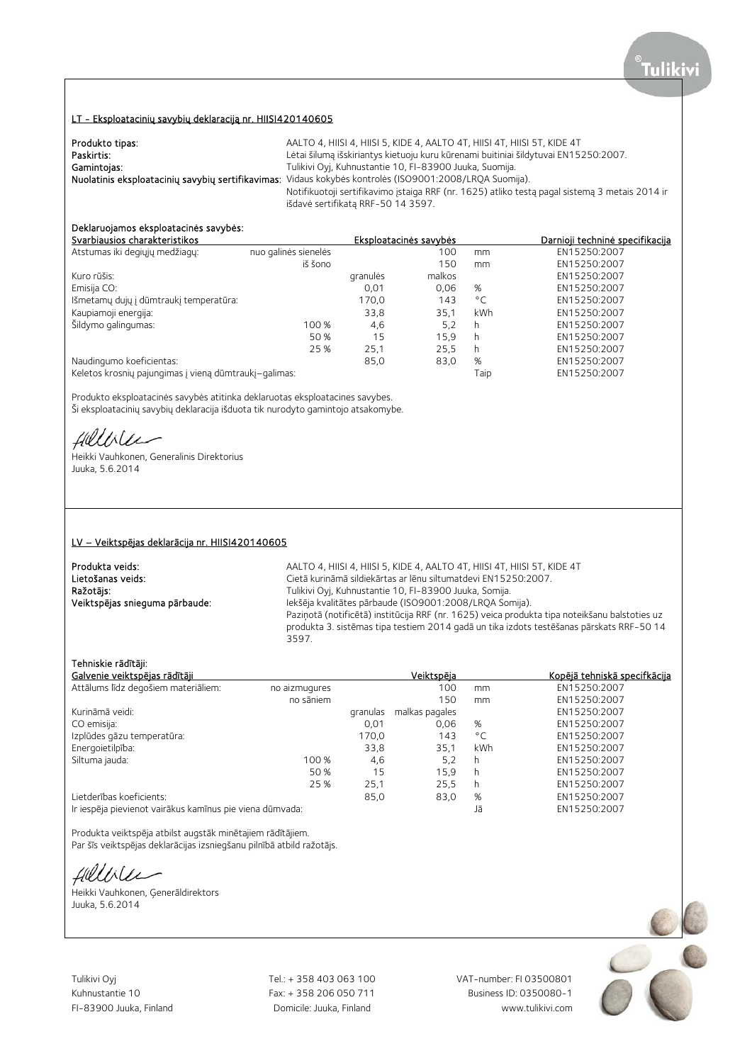## LT - Eksploatacinių savybių deklaraciją nr. HIISI420140605

**Produkto tipas:** AALTO 4, HIISI 4, HIISI 5, KIDE 4, AALTO 4T, HIISI 4T, HIISI 5T, KIDE 4T
**Paskirtis:** Lėtai šilumą išskiriantys kietuoju kuru kūrenami buitiniai šildytuvai EN15250:2007.
**Gamintojas:** Tulikivi Oyj, Kuhnustantie 10, FI-83900 Juuka, Suomija.
**Nuolatinis eksploatacinių savybių sertifikavimas:** Vidaus kokybės kontrolės (ISO9001:2008/LRQA Suomija).
Notifikuotoji sertifikavimo įstaiga RRF (nr. 1625) atliko testą pagal sistemą 3 metais 2014 ir išdavė sertifikatą RRF-50 14 3597.

**Deklaruojamos eksploatacinės savybės:**

| Svarbiausios charakteristikos | | Eksploatacinės savybės | | | Darnioji techninė specifikacija |
|---|---|---|---|---|---|
| Atstumas iki degiųjų medžiagų: | nuo galinės sienelės | | 100 | mm | EN15250:2007 |
| | iš šono | | 150 | mm | EN15250:2007 |
| Kuro rūšis: | | granulės | malkos | | EN15250:2007 |
| Emisija CO: | | 0,01 | 0,06 | % | EN15250:2007 |
| Išmetamų dujų į dūmtraukį temperatūra: | | 170,0 | 143 | °C | EN15250:2007 |
| Kaupiamoji energija: | | 33,8 | 35,1 | kWh | EN15250:2007 |
| Šildymo galingumas: | 100 % | 4,6 | 5,2 | h | EN15250:2007 |
| | 50 % | 15 | 15,9 | h | EN15250:2007 |
| | 25 % | 25,1 | 25,5 | h | EN15250:2007 |
| Naudingumo koeficientas: | | 85,0 | 83,0 | % | EN15250:2007 |
| Keletos krosnių pajungimas į vieną dūmtraukį–galimas: | | | | Taip | EN15250:2007 |

Produkto eksploatacinės savybės atitinka deklaruotas eksploatacines savybes.
Ši eksploatacinių savybių deklaracija išduota tik nurodyto gamintojo atsakomybe.

Heikki Vauhkonen, Generalinis Direktorius
Juuka, 5.6.2014

## LV – Veiktspējas deklarācija nr. HIISI420140605

**Produkta veids:** AALTO 4, HIISI 4, HIISI 5, KIDE 4, AALTO 4T, HIISI 4T, HIISI 5T, KIDE 4T
**Lietošanas veids:** Cietā kurināmā sildiekārtas ar lēnu siltumatdevi EN15250:2007.
**Ražotājs:** Tulikivi Oyj, Kuhnustantie 10, FI-83900 Juuka, Somija.
**Veiktspējas snieguma pārbaude:** Iekšēja kvalitātes pārbaude (ISO9001:2008/LRQA Somija).
Paziņotā (notificētā) institūcija RRF (nr. 1625) veica produkta tipa noteikšanu balstoties uz produkta 3. sistēmas tipa testiem 2014 gadā un tika izdots testēšanas pārskats RRF-50 14 3597.

**Tehniskie rādītāji:**

| Galvenie veiktspējas rādītāji | | Veiktspēja | | | Kopējā tehniskā specifkācija |
|---|---|---|---|---|---|
| Attālums līdz degošiem materiāliem: | no aizmugures | | 100 | mm | EN15250:2007 |
| | no sāniem | | 150 | mm | EN15250:2007 |
| Kurināmā veidi: | | granulas | malkas pagales | | EN15250:2007 |
| CO emisija: | | 0,01 | 0,06 | % | EN15250:2007 |
| Izplūdes gāzu temperatūra: | | 170,0 | 143 | °C | EN15250:2007 |
| Energoietilpība: | | 33,8 | 35,1 | kWh | EN15250:2007 |
| Siltuma jauda: | 100 % | 4,6 | 5,2 | h | EN15250:2007 |
| | 50 % | 15 | 15,9 | h | EN15250:2007 |
| | 25 % | 25,1 | 25,5 | h | EN15250:2007 |
| Lietderības koeficients: | | 85,0 | 83,0 | % | EN15250:2007 |
| Ir iespēja pievienot vairākus kamīnus pie viena dūmvada: | | | | Jā | EN15250:2007 |

Produkta veiktspēja atbilst augstāk minētajiem rādītājiem.
Par šīs veiktspējas deklarācijas izsniegšanu pilnībā atbild ražotājs.

Heikki Vauhkonen, Ģenerāldirektors
Juuka, 5.6.2014

Tulikivi Oyj
Kuhnustantie 10
FI-83900 Juuka, Finland

Tel.: + 358 403 063 100
Fax: + 358 206 050 711
Domicile: Juuka, Finland

VAT-number: FI 03500801
Business ID: 0350080-1
www.tulikivi.com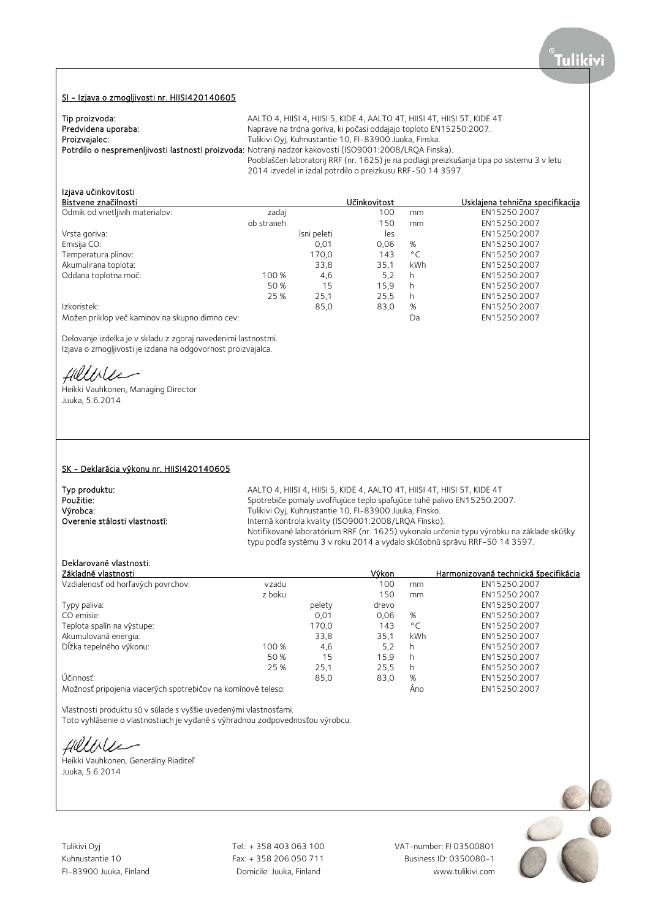## SI - Izjava o zmogljivosti nr. HIISI420140605

**Tip proizvoda:** AALTO 4, HIISI 4, HIISI 5, KIDE 4, AALTO 4T, HIISI 4T, HIISI 5T, KIDE 4T
**Predvidena uporaba:** Naprave na trdna goriva, ki počasi oddajajo toploto EN15250:2007.
**Proizvajalec:** Tulikivi Oyj, Kuhnustantie 10, FI-83900 Juuka, Finska.
**Potrdilo o nespremenljivosti lastnosti proizvoda:** Notranji nadzor kakovosti (ISO9001:2008/LRQA Finska).
Pooblaščen laboratorij RRF (nr. 1625) je na podlagi preizkušanja tipa po sistemu 3 v letu 2014 izvedel in izdal potrdilo o preizkusu RRF-50 14 3597.

Izjava učinkovitosti

| Bistvene značilnosti | | | Učinkovitost | | Usklajena tehnična specifikacija |
|---|---|---|---|---|---|
| Odmik od vnetljivih materialov: | zadaj | | 100 | mm | EN15250:2007 |
| | ob straneh | | 150 | mm | EN15250:2007 |
| Vrsta goriva: | | lsni peleti | les | | EN15250:2007 |
| Emisija CO: | | 0,01 | 0,06 | % | EN15250:2007 |
| Temperatura plinov: | | 170,0 | 143 | °C | EN15250:2007 |
| Akumulirana toplota: | | 33,8 | 35,1 | kWh | EN15250:2007 |
| Oddana toplotna moč: | 100 % | 4,6 | 5,2 | h | EN15250:2007 |
| | 50 % | 15 | 15,9 | h | EN15250:2007 |
| | 25 % | 25,1 | 25,5 | h | EN15250:2007 |
| Izkoristek: | | 85,0 | 83,0 | % | EN15250:2007 |
| Možen priklop več kaminov na skupno dimno cev: | | | | Da | EN15250:2007 |

Delovanje izdelka je v skladu z zgoraj navedenimi lastnostmi.
Izjava o zmogljivosti je izdana na odgovornost proizvajalca.

Heikki Vauhkonen, Managing Director
Juuka, 5.6.2014

## SK - Deklarácia výkonu nr. HIISI420140605

**Typ produktu:** AALTO 4, HIISI 4, HIISI 5, KIDE 4, AALTO 4T, HIISI 4T, HIISI 5T, KIDE 4T
**Použitie:** Spotrebiče pomaly uvoľňujúce teplo spaľujúce tuhé palivo EN15250:2007.
**Výrobca:** Tulikivi Oyj, Kuhnustantie 10, FI-83900 Juuka, Fínsko.
**Overenie stálosti vlastností:** Interná kontrola kvality (ISO9001:2008/LRQA Fínsko).
Notifikované laboratórium RRF (nr. 1625) vykonalo určenie typu výrobku na základe skúšky typu podľa systému 3 v roku 2014 a vydalo skúšobnú správu RRF-50 14 3597.

**Deklarované vlastnosti:**

| Základné vlastnosti | | | Výkon | | Harmonizovaná technická špecifikácia |
|---|---|---|---|---|---|
| Vzdialenosť od horľavých povrchov: | vzadu | | 100 | mm | EN15250:2007 |
| | z boku | | 150 | mm | EN15250:2007 |
| Typy paliva: | | pelety | drevo | | EN15250:2007 |
| CO emisie: | | 0,01 | 0,06 | % | EN15250:2007 |
| Teplota spalín na výstupe: | | 170,0 | 143 | °C | EN15250:2007 |
| Akumulovaná energia: | | 33,8 | 35,1 | kWh | EN15250:2007 |
| Dĺžka tepelného výkonu: | 100 % | 4,6 | 5,2 | h | EN15250:2007 |
| | 50 % | 15 | 15,9 | h | EN15250:2007 |
| | 25 % | 25,1 | 25,5 | h | EN15250:2007 |
| Účinnosť: | | 85,0 | 83,0 | % | EN15250:2007 |
| Možnosť pripojenia viacerých spotrebičov na komínové teleso: | | | | Áno | EN15250:2007 |

Vlastnosti produktu sú v súlade s vyššie uvedenými vlastnosťami.
Toto vyhlásenie o vlastnostiach je vydané s výhradnou zodpovednosťou výrobcu.

Heikki Vauhkonen, Generálny Riaditeľ
Juuka, 5.6.2014

Tulikivi Oyj
Kuhnustantie 10
FI-83900 Juuka, Finland

Tel.: + 358 403 063 100
Fax: + 358 206 050 711
Domicile: Juuka, Finland

VAT-number: FI 03500801
Business ID: 0350080-1
www.tulikivi.com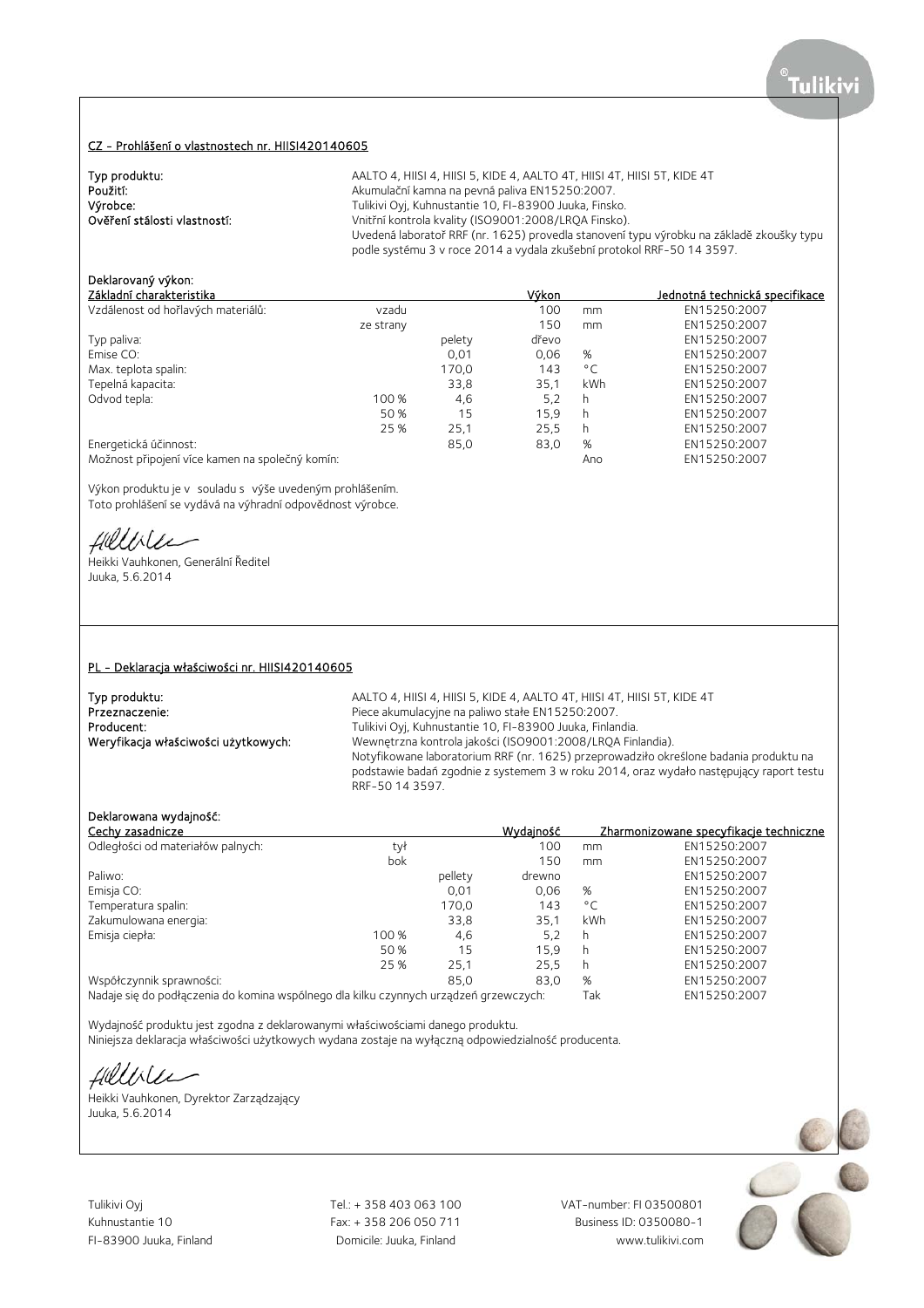## CZ - Prohlášení o vlastnostech nr. HIISI420140605

| | |
|---|---|
| **Typ produktu:** | AALTO 4, HIISI 4, HIISI 5, KIDE 4, AALTO 4T, HIISI 4T, HIISI 5T, KIDE 4T |
| **Použití:** | Akumulační kamna na pevná paliva EN15250:2007. |
| **Výrobce:** | Tulikivi Oyj, Kuhnustantie 10, FI-83900 Juuka, Finsko. |
| **Ověření stálosti vlastností:** | Vnitřní kontrola kvality (ISO9001:2008/LRQA Finsko). Uvedená laboratoř RRF (nr. 1625) provedla stanovení typu výrobku na základě zkoušky typu podle systému 3 v roce 2014 a vydala zkušební protokol RRF-50 14 3597. |

**Deklarovaný výkon:**

| Základní charakteristika | | | Výkon | | Jednotná technická specifikace |
|---|---|---|---|---|---|
| Vzdálenost od hořlavých materiálů: | vzadu | | 100 | mm | EN15250:2007 |
| | ze strany | | 150 | mm | EN15250:2007 |
| Typ paliva: | | pelety | dřevo | | EN15250:2007 |
| Emise CO: | | 0,01 | 0,06 | % | EN15250:2007 |
| Max. teplota spalin: | | 170,0 | 143 | °C | EN15250:2007 |
| Tepelná kapacita: | | 33,8 | 35,1 | kWh | EN15250:2007 |
| Odvod tepla: | 100 % | 4,6 | 5,2 | h | EN15250:2007 |
| | 50 % | 15 | 15,9 | h | EN15250:2007 |
| | 25 % | 25,1 | 25,5 | h | EN15250:2007 |
| Energetická účinnost: | | 85,0 | 83,0 | % | EN15250:2007 |
| Možnost připojení více kamen na společný komín: | | | | Ano | EN15250:2007 |

Výkon produktu je v souladu s výše uvedeným prohlášením.
Toto prohlášení se vydává na výhradní odpovědnost výrobce.

Heikki Vauhkonen, Generální Ředitel
Juuka, 5.6.2014

## PL - Deklaracja właściwości nr. HIISI420140605

| | |
|---|---|
| **Typ produktu:** | AALTO 4, HIISI 4, HIISI 5, KIDE 4, AALTO 4T, HIISI 4T, HIISI 5T, KIDE 4T |
| **Przeznaczenie:** | Piece akumulacyjne na paliwo stałe EN15250:2007. |
| **Producent:** | Tulikivi Oyj, Kuhnustantie 10, FI-83900 Juuka, Finlandia. |
| **Weryfikacja właściwości użytkowych:** | Wewnętrzna kontrola jakości (ISO9001:2008/LRQA Finlandia). Notyfikowane laboratorium RRF (nr. 1625) przeprowadziło określone badania produktu na podstawie badań zgodnie z systemem 3 w roku 2014, oraz wydało następujący raport testu RRF-50 14 3597. |

**Deklarowana wydajność:**

| Cechy zasadnicze | | | Wydajność | | Zharmonizowane specyfikacje techniczne |
|---|---|---|---|---|---|
| Odległości od materiałów palnych: | tył | | 100 | mm | EN15250:2007 |
| | bok | | 150 | mm | EN15250:2007 |
| Paliwo: | | pellety | drewno | | EN15250:2007 |
| Emisja CO: | | 0,01 | 0,06 | % | EN15250:2007 |
| Temperatura spalin: | | 170,0 | 143 | °C | EN15250:2007 |
| Zakumulowana energia: | | 33,8 | 35,1 | kWh | EN15250:2007 |
| Emisja ciepła: | 100 % | 4,6 | 5,2 | h | EN15250:2007 |
| | 50 % | 15 | 15,9 | h | EN15250:2007 |
| | 25 % | 25,1 | 25,5 | h | EN15250:2007 |
| Współczynnik sprawności: | | 85,0 | 83,0 | % | EN15250:2007 |
| Nadaje się do podłączenia do komina wspólnego dla kilku czynnych urządzeń grzewczych: | | | | Tak | EN15250:2007 |

Wydajność produktu jest zgodna z deklarowanymi właściwościami danego produktu.
Niniejsza deklaracja właściwości użytkowych wydana zostaje na wyłączną odpowiedzialność producenta.

Heikki Vauhkonen, Dyrektor Zarządzający
Juuka, 5.6.2014

Tulikivi Oyj
Kuhnustantie 10
FI-83900 Juuka, Finland

Tel.: + 358 403 063 100
Fax: + 358 206 050 711
Domicile: Juuka, Finland

VAT-number: FI 03500801
Business ID: 0350080-1
www.tulikivi.com